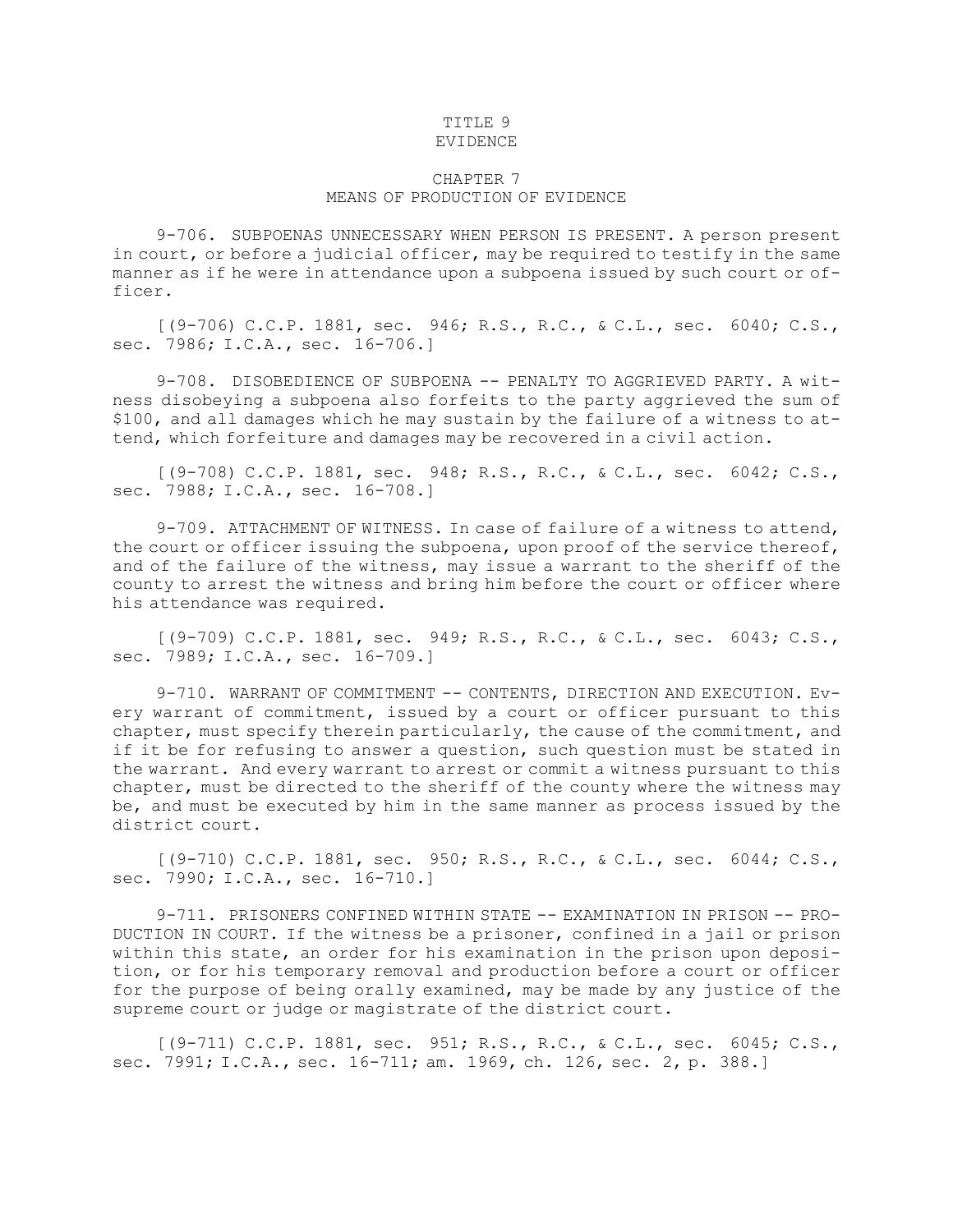# TITLE 9
# EVIDENCE

## CHAPTER 7
## MEANS OF PRODUCTION OF EVIDENCE

9-706. SUBPOENAS UNNECESSARY WHEN PERSON IS PRESENT. A person present in court, or before a judicial officer, may be required to testify in the same manner as if he were in attendance upon a subpoena issued by such court or officer.

[(9-706) C.C.P. 1881, sec. 946; R.S., R.C., & C.L., sec. 6040; C.S., sec. 7986; I.C.A., sec. 16-706.]

9-708. DISOBEDIENCE OF SUBPOENA -- PENALTY TO AGGRIEVED PARTY. A witness disobeying a subpoena also forfeits to the party aggrieved the sum of $100, and all damages which he may sustain by the failure of a witness to attend, which forfeiture and damages may be recovered in a civil action.

[(9-708) C.C.P. 1881, sec. 948; R.S., R.C., & C.L., sec. 6042; C.S., sec. 7988; I.C.A., sec. 16-708.]

9-709. ATTACHMENT OF WITNESS. In case of failure of a witness to attend, the court or officer issuing the subpoena, upon proof of the service thereof, and of the failure of the witness, may issue a warrant to the sheriff of the county to arrest the witness and bring him before the court or officer where his attendance was required.

[(9-709) C.C.P. 1881, sec. 949; R.S., R.C., & C.L., sec. 6043; C.S., sec. 7989; I.C.A., sec. 16-709.]

9-710. WARRANT OF COMMITMENT -- CONTENTS, DIRECTION AND EXECUTION. Every warrant of commitment, issued by a court or officer pursuant to this chapter, must specify therein particularly, the cause of the commitment, and if it be for refusing to answer a question, such question must be stated in the warrant. And every warrant to arrest or commit a witness pursuant to this chapter, must be directed to the sheriff of the county where the witness may be, and must be executed by him in the same manner as process issued by the district court.

[(9-710) C.C.P. 1881, sec. 950; R.S., R.C., & C.L., sec. 6044; C.S., sec. 7990; I.C.A., sec. 16-710.]

9-711. PRISONERS CONFINED WITHIN STATE -- EXAMINATION IN PRISON -- PRODUCTION IN COURT. If the witness be a prisoner, confined in a jail or prison within this state, an order for his examination in the prison upon deposition, or for his temporary removal and production before a court or officer for the purpose of being orally examined, may be made by any justice of the supreme court or judge or magistrate of the district court.

[(9-711) C.C.P. 1881, sec. 951; R.S., R.C., & C.L., sec. 6045; C.S., sec. 7991; I.C.A., sec. 16-711; am. 1969, ch. 126, sec. 2, p. 388.]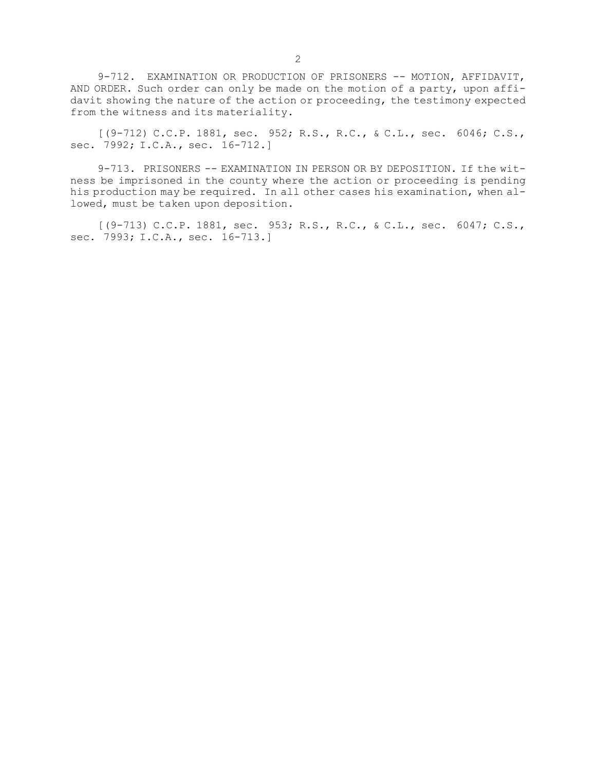9-712. EXAMINATION OR PRODUCTION OF PRISONERS -- MOTION, AFFIDAVIT, AND ORDER. Such order can only be made on the motion of a party, upon affidavit showing the nature of the action or proceeding, the testimony expected from the witness and its materiality.

[(9-712) C.C.P. 1881, sec. 952; R.S., R.C., & C.L., sec. 6046; C.S., sec. 7992; I.C.A., sec. 16-712.]

9-713. PRISONERS -- EXAMINATION IN PERSON OR BY DEPOSITION. If the witness be imprisoned in the county where the action or proceeding is pending his production may be required. In all other cases his examination, when allowed, must be taken upon deposition.

[(9-713) C.C.P. 1881, sec. 953; R.S., R.C., & C.L., sec. 6047; C.S., sec. 7993; I.C.A., sec. 16-713.]